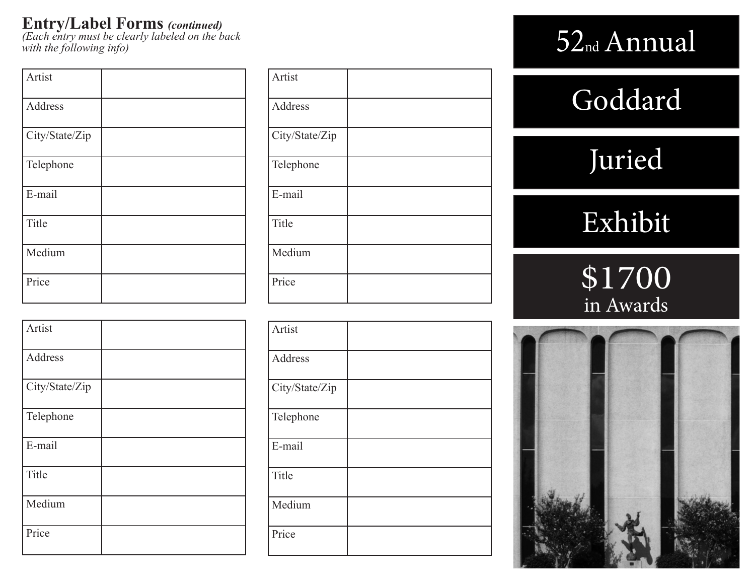## Entry/Label Forms *(continued)*

*(Each entry must be clearly labeled on the back with the following info)*

| Artist | |
|---|---|
| Address | |
| City/State/Zip | |
| Telephone | |
| E-mail | |
| Title | |
| Medium | |
| Price | |

| Artist | |
|---|---|
| Address | |
| City/State/Zip | |
| Telephone | |
| E-mail | |
| Title | |
| Medium | |
| Price | |

| Artist | |
|---|---|
| Address | |
| City/State/Zip | |
| Telephone | |
| E-mail | |
| Title | |
| Medium | |
| Price | |

| Artist | |
|---|---|
| Address | |
| City/State/Zip | |
| Telephone | |
| E-mail | |
| Title | |
| Medium | |
| Price | |

# 52nd Annual

# Goddard

# Juried

# Exhibit

## $1700 in Awards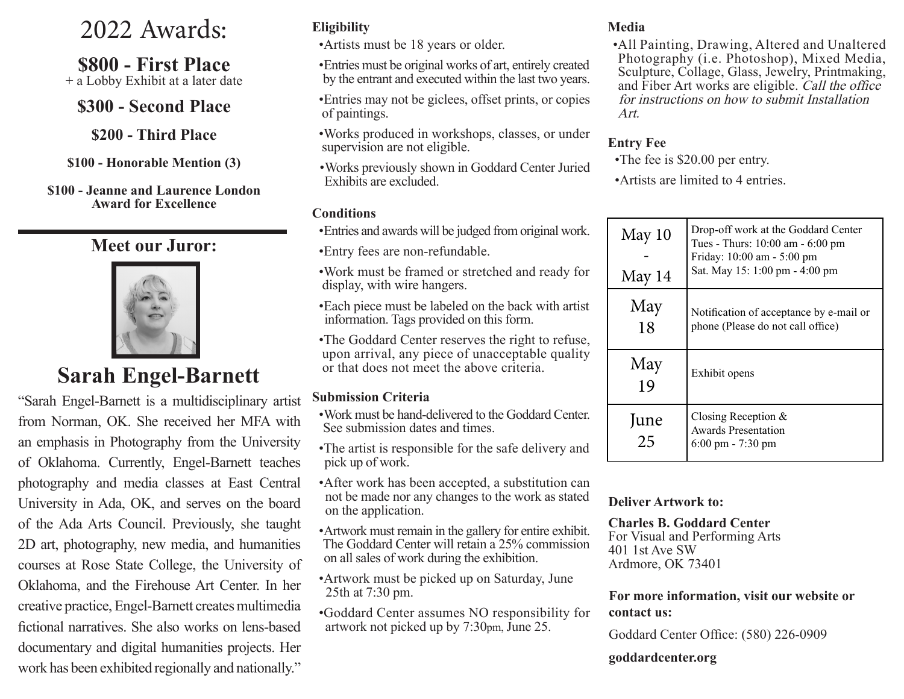# 2022 Awards:

**$800 - First Place**
+ a Lobby Exhibit at a later date

**$300 - Second Place**

**$200 - Third Place**

**$100 - Honorable Mention (3)**

**$100 - Jeanne and Laurence London Award for Excellence**

## Meet our Juror:

## Sarah Engel-Barnett

"Sarah Engel-Barnett is a multidisciplinary artist from Norman, OK. She received her MFA with an emphasis in Photography from the University of Oklahoma. Currently, Engel-Barnett teaches photography and media classes at East Central University in Ada, OK, and serves on the board of the Ada Arts Council. Previously, she taught 2D art, photography, new media, and humanities courses at Rose State College, the University of Oklahoma, and the Firehouse Art Center. In her creative practice, Engel-Barnett creates multimedia fictional narratives. She also works on lens-based documentary and digital humanities projects. Her work has been exhibited regionally and nationally."

**Eligibility**

- Artists must be 18 years or older.
- Entries must be original works of art, entirely created by the entrant and executed within the last two years.
- Entries may not be giclees, offset prints, or copies of paintings.
- Works produced in workshops, classes, or under supervision are not eligible.
- Works previously shown in Goddard Center Juried Exhibits are excluded.

**Conditions**

- Entries and awards will be judged from original work.
- Entry fees are non-refundable.
- Work must be framed or stretched and ready for display, with wire hangers.
- Each piece must be labeled on the back with artist information. Tags provided on this form.
- The Goddard Center reserves the right to refuse, upon arrival, any piece of unacceptable quality or that does not meet the above criteria.

**Submission Criteria**

- Work must be hand-delivered to the Goddard Center. See submission dates and times.
- The artist is responsible for the safe delivery and pick up of work.
- After work has been accepted, a substitution can not be made nor any changes to the work as stated on the application.
- Artwork must remain in the gallery for entire exhibit. The Goddard Center will retain a 25% commission on all sales of work during the exhibition.
- Artwork must be picked up on Saturday, June 25th at 7:30 pm.
- Goddard Center assumes NO responsibility for artwork not picked up by 7:30pm, June 25.

**Media**

- All Painting, Drawing, Altered and Unaltered Photography (i.e. Photoshop), Mixed Media, Sculpture, Collage, Glass, Jewelry, Printmaking, and Fiber Art works are eligible. *Call the office for instructions on how to submit Installation Art.*

**Entry Fee**

- The fee is $20.00 per entry.
- Artists are limited to 4 entries.

| | |
|---|---|
| May 10 - May 14 | Drop-off work at the Goddard Center<br>Tues - Thurs: 10:00 am - 6:00 pm<br>Friday: 10:00 am - 5:00 pm<br>Sat. May 15: 1:00 pm - 4:00 pm |
| May 18 | Notification of acceptance by e-mail or phone (Please do not call office) |
| May 19 | Exhibit opens |
| June 25 | Closing Reception & Awards Presentation<br>6:00 pm - 7:30 pm |

**Deliver Artwork to:**

**Charles B. Goddard Center**
For Visual and Performing Arts
401 1st Ave SW
Ardmore, OK 73401

**For more information, visit our website or contact us:**

Goddard Center Office: (580) 226-0909

**goddardcenter.org**